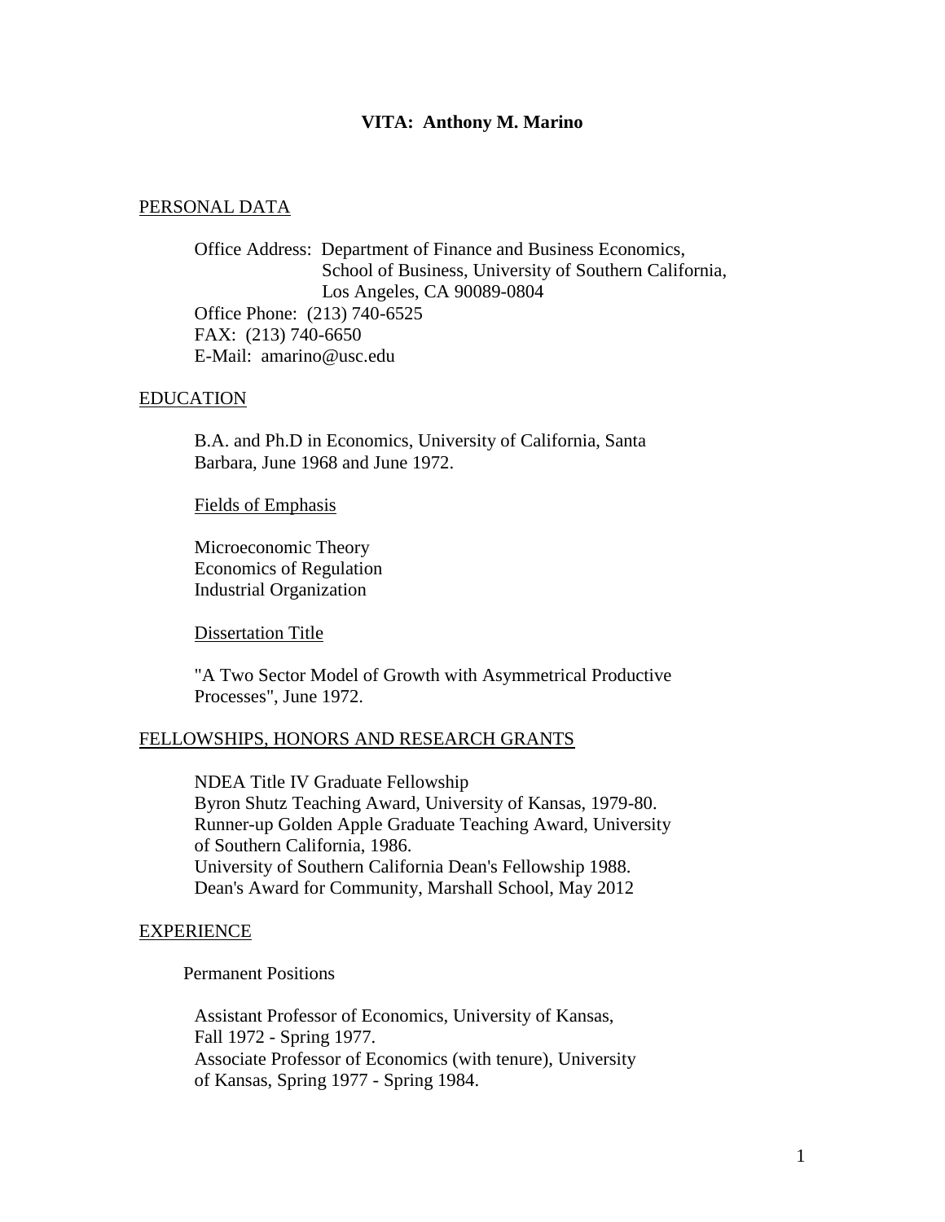# VITA: Anthony M. Marino

## PERSONAL DATA

Office Address: Department of Finance and Business Economics,
School of Business, University of Southern California,
Los Angeles, CA 90089-0804
Office Phone: (213) 740-6525
FAX: (213) 740-6650
E-Mail: amarino@usc.edu

## EDUCATION

B.A. and Ph.D in Economics, University of California, Santa Barbara, June 1968 and June 1972.

### Fields of Emphasis

Microeconomic Theory
Economics of Regulation
Industrial Organization

### Dissertation Title

"A Two Sector Model of Growth with Asymmetrical Productive Processes", June 1972.

## FELLOWSHIPS, HONORS AND RESEARCH GRANTS

NDEA Title IV Graduate Fellowship
Byron Shutz Teaching Award, University of Kansas, 1979-80.
Runner-up Golden Apple Graduate Teaching Award, University of Southern California, 1986.
University of Southern California Dean's Fellowship 1988.
Dean's Award for Community, Marshall School, May 2012

## EXPERIENCE

### Permanent Positions

Assistant Professor of Economics, University of Kansas, Fall 1972 - Spring 1977.
Associate Professor of Economics (with tenure), University of Kansas, Spring 1977 - Spring 1984.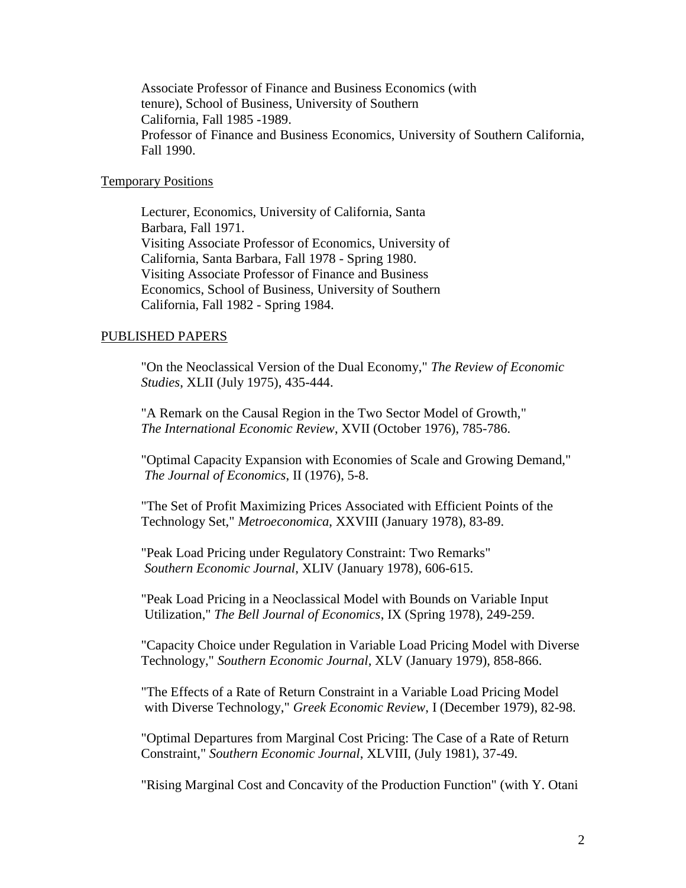Associate Professor of Finance and Business Economics (with tenure), School of Business, University of Southern California, Fall 1985 -1989.
Professor of Finance and Business Economics, University of Southern California, Fall 1990.

Temporary Positions

Lecturer, Economics, University of California, Santa Barbara, Fall 1971.
Visiting Associate Professor of Economics, University of California, Santa Barbara, Fall 1978 - Spring 1980.
Visiting Associate Professor of Finance and Business Economics, School of Business, University of Southern California, Fall 1982 - Spring 1984.

## PUBLISHED PAPERS

"On the Neoclassical Version of the Dual Economy," *The Review of Economic Studies*, XLII (July 1975), 435-444.

"A Remark on the Causal Region in the Two Sector Model of Growth," *The International Economic Review*, XVII (October 1976), 785-786.

"Optimal Capacity Expansion with Economies of Scale and Growing Demand," *The Journal of Economics*, II (1976), 5-8.

"The Set of Profit Maximizing Prices Associated with Efficient Points of the Technology Set," *Metroeconomica*, XXVIII (January 1978), 83-89.

"Peak Load Pricing under Regulatory Constraint: Two Remarks" *Southern Economic Journal*, XLIV (January 1978), 606-615.

"Peak Load Pricing in a Neoclassical Model with Bounds on Variable Input Utilization," *The Bell Journal of Economics*, IX (Spring 1978), 249-259.

"Capacity Choice under Regulation in Variable Load Pricing Model with Diverse Technology," *Southern Economic Journal*, XLV (January 1979), 858-866.

"The Effects of a Rate of Return Constraint in a Variable Load Pricing Model with Diverse Technology," *Greek Economic Review*, I (December 1979), 82-98.

"Optimal Departures from Marginal Cost Pricing: The Case of a Rate of Return Constraint," *Southern Economic Journal*, XLVIII, (July 1981), 37-49.

"Rising Marginal Cost and Concavity of the Production Function" (with Y. Otani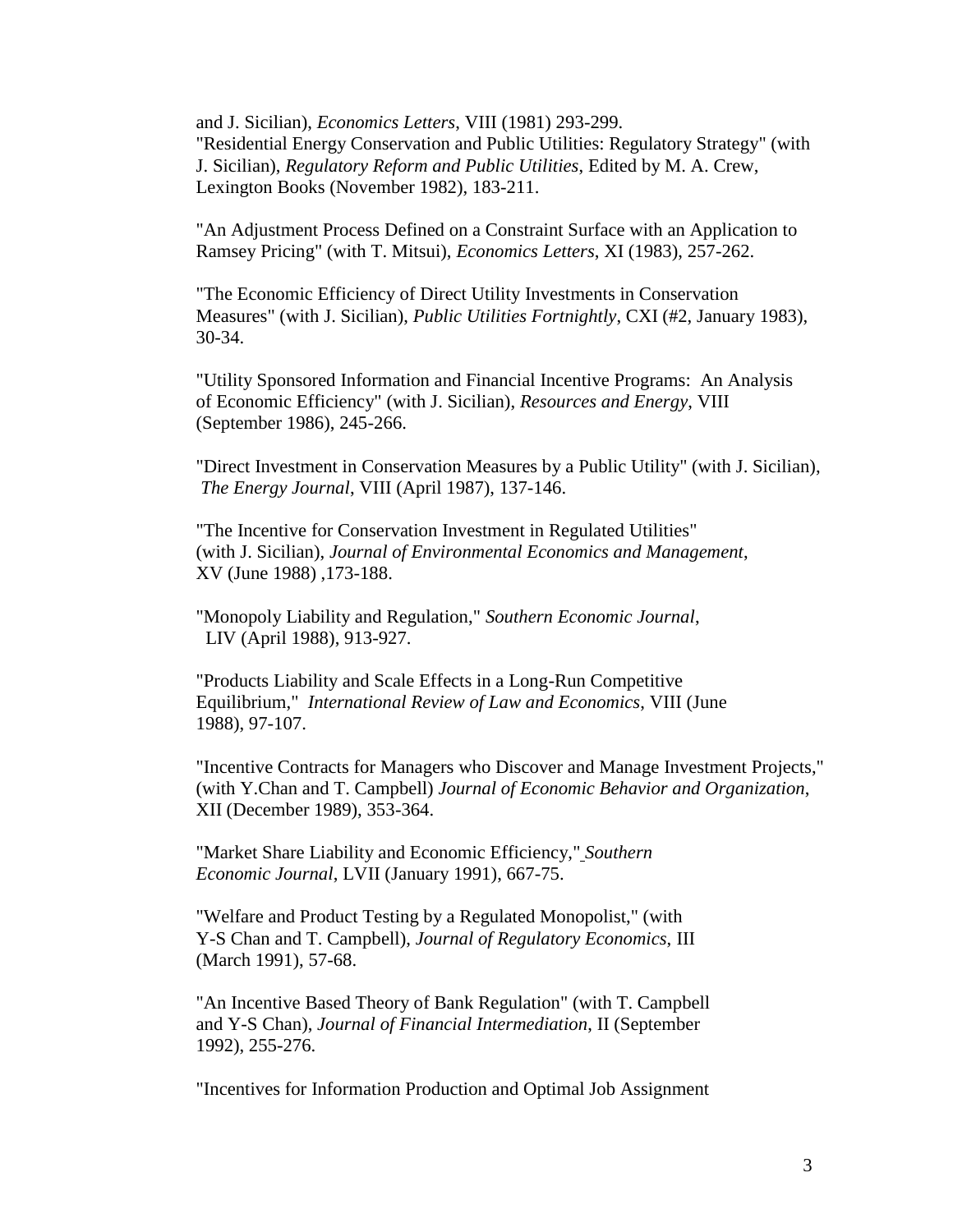and J. Sicilian), *Economics Letters*, VIII (1981) 293-299.
"Residential Energy Conservation and Public Utilities: Regulatory Strategy" (with J. Sicilian), *Regulatory Reform and Public Utilities*, Edited by M. A. Crew, Lexington Books (November 1982), 183-211.

"An Adjustment Process Defined on a Constraint Surface with an Application to Ramsey Pricing" (with T. Mitsui), *Economics Letters*, XI (1983), 257-262.

"The Economic Efficiency of Direct Utility Investments in Conservation Measures" (with J. Sicilian), *Public Utilities Fortnightly*, CXI (#2, January 1983), 30-34.

"Utility Sponsored Information and Financial Incentive Programs: An Analysis of Economic Efficiency" (with J. Sicilian), *Resources and Energy*, VIII (September 1986), 245-266.

"Direct Investment in Conservation Measures by a Public Utility" (with J. Sicilian), *The Energy Journal*, VIII (April 1987), 137-146.

"The Incentive for Conservation Investment in Regulated Utilities" (with J. Sicilian), *Journal of Environmental Economics and Management*, XV (June 1988) ,173-188.

"Monopoly Liability and Regulation," *Southern Economic Journal*, LIV (April 1988), 913-927.

"Products Liability and Scale Effects in a Long-Run Competitive Equilibrium," *International Review of Law and Economics*, VIII (June 1988), 97-107.

"Incentive Contracts for Managers who Discover and Manage Investment Projects," (with Y.Chan and T. Campbell) *Journal of Economic Behavior and Organization*, XII (December 1989), 353-364.

"Market Share Liability and Economic Efficiency," *Southern Economic Journal*, LVII (January 1991), 667-75.

"Welfare and Product Testing by a Regulated Monopolist," (with Y-S Chan and T. Campbell), *Journal of Regulatory Economics*, III (March 1991), 57-68.

"An Incentive Based Theory of Bank Regulation" (with T. Campbell and Y-S Chan), *Journal of Financial Intermediation*, II (September 1992), 255-276.

"Incentives for Information Production and Optimal Job Assignment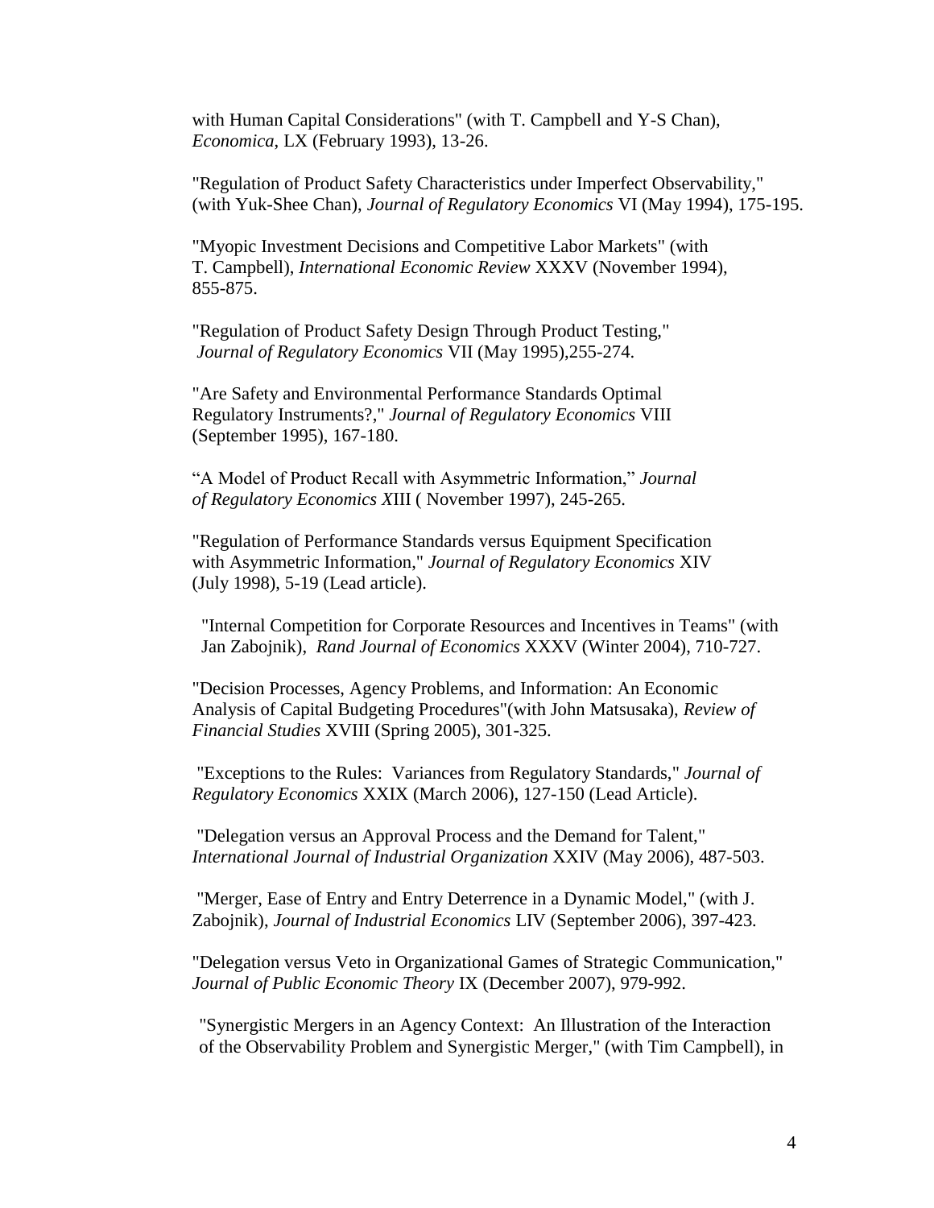with Human Capital Considerations" (with T. Campbell and Y-S Chan), *Economica*, LX (February 1993), 13-26.

"Regulation of Product Safety Characteristics under Imperfect Observability," (with Yuk-Shee Chan), *Journal of Regulatory Economics* VI (May 1994), 175-195.

"Myopic Investment Decisions and Competitive Labor Markets" (with T. Campbell), *International Economic Review* XXXV (November 1994), 855-875.

"Regulation of Product Safety Design Through Product Testing," *Journal of Regulatory Economics* VII (May 1995),255-274.

"Are Safety and Environmental Performance Standards Optimal Regulatory Instruments?," *Journal of Regulatory Economics* VIII (September 1995), 167-180.

"A Model of Product Recall with Asymmetric Information," *Journal of Regulatory Economics X*III ( November 1997), 245-265.

"Regulation of Performance Standards versus Equipment Specification with Asymmetric Information," *Journal of Regulatory Economics* XIV (July 1998), 5-19 (Lead article).

"Internal Competition for Corporate Resources and Incentives in Teams" (with Jan Zabojnik), *Rand Journal of Economics* XXXV (Winter 2004), 710-727.

"Decision Processes, Agency Problems, and Information: An Economic Analysis of Capital Budgeting Procedures"(with John Matsusaka), *Review of Financial Studies* XVIII (Spring 2005), 301-325.

"Exceptions to the Rules: Variances from Regulatory Standards," *Journal of Regulatory Economics* XXIX (March 2006), 127-150 (Lead Article).

"Delegation versus an Approval Process and the Demand for Talent," *International Journal of Industrial Organization* XXIV (May 2006), 487-503.

"Merger, Ease of Entry and Entry Deterrence in a Dynamic Model," (with J. Zabojnik), *Journal of Industrial Economics* LIV (September 2006), 397-423.

"Delegation versus Veto in Organizational Games of Strategic Communication," *Journal of Public Economic Theory* IX (December 2007), 979-992.

"Synergistic Mergers in an Agency Context: An Illustration of the Interaction of the Observability Problem and Synergistic Merger," (with Tim Campbell), in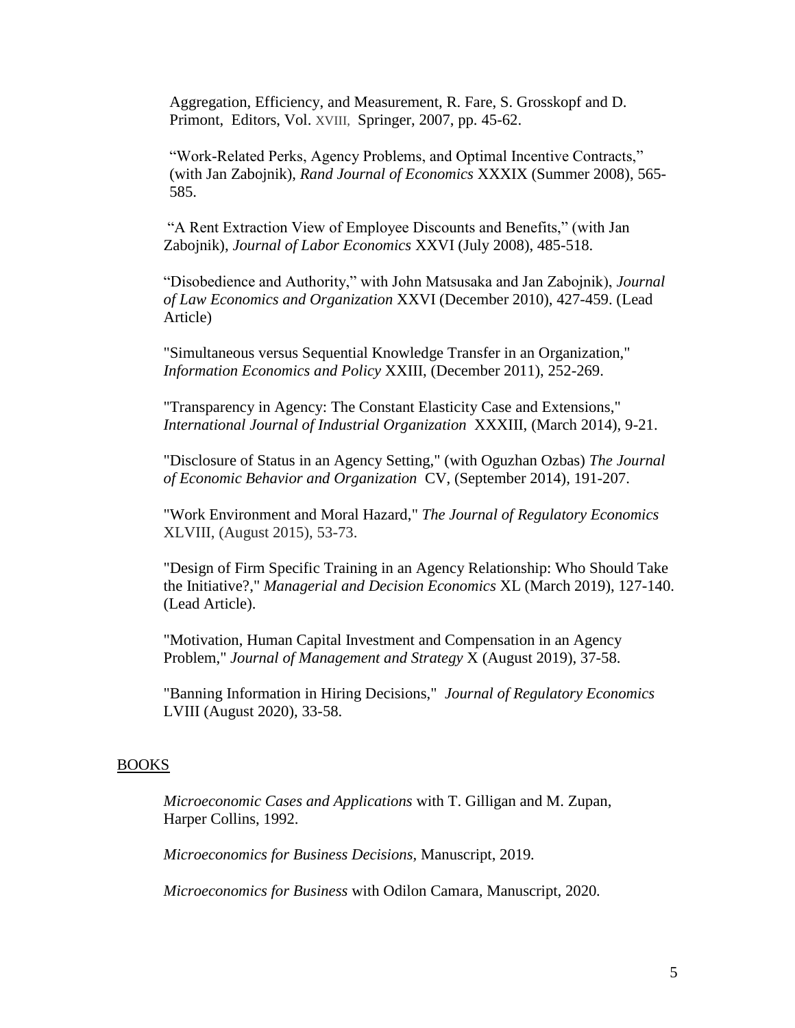Aggregation, Efficiency, and Measurement, R. Fare, S. Grosskopf and D. Primont, Editors, Vol. XVIII, Springer, 2007, pp. 45-62.

"Work-Related Perks, Agency Problems, and Optimal Incentive Contracts," (with Jan Zabojnik), *Rand Journal of Economics* XXXIX (Summer 2008), 565-585.

"A Rent Extraction View of Employee Discounts and Benefits," (with Jan Zabojnik), *Journal of Labor Economics* XXVI (July 2008), 485-518.

"Disobedience and Authority," with John Matsusaka and Jan Zabojnik), *Journal of Law Economics and Organization* XXVI (December 2010), 427-459. (Lead Article)

"Simultaneous versus Sequential Knowledge Transfer in an Organization," *Information Economics and Policy* XXIII, (December 2011), 252-269.

"Transparency in Agency: The Constant Elasticity Case and Extensions," *International Journal of Industrial Organization* XXXIII, (March 2014), 9-21.

"Disclosure of Status in an Agency Setting," (with Oguzhan Ozbas) *The Journal of Economic Behavior and Organization* CV, (September 2014), 191-207.

"Work Environment and Moral Hazard," *The Journal of Regulatory Economics* XLVIII, (August 2015), 53-73.

"Design of Firm Specific Training in an Agency Relationship: Who Should Take the Initiative?," *Managerial and Decision Economics* XL (March 2019), 127-140. (Lead Article).

"Motivation, Human Capital Investment and Compensation in an Agency Problem," *Journal of Management and Strategy* X (August 2019), 37-58.

"Banning Information in Hiring Decisions," *Journal of Regulatory Economics* LVIII (August 2020), 33-58.

## BOOKS

*Microeconomic Cases and Applications* with T. Gilligan and M. Zupan, Harper Collins, 1992.

*Microeconomics for Business Decisions*, Manuscript, 2019.

*Microeconomics for Business* with Odilon Camara, Manuscript, 2020.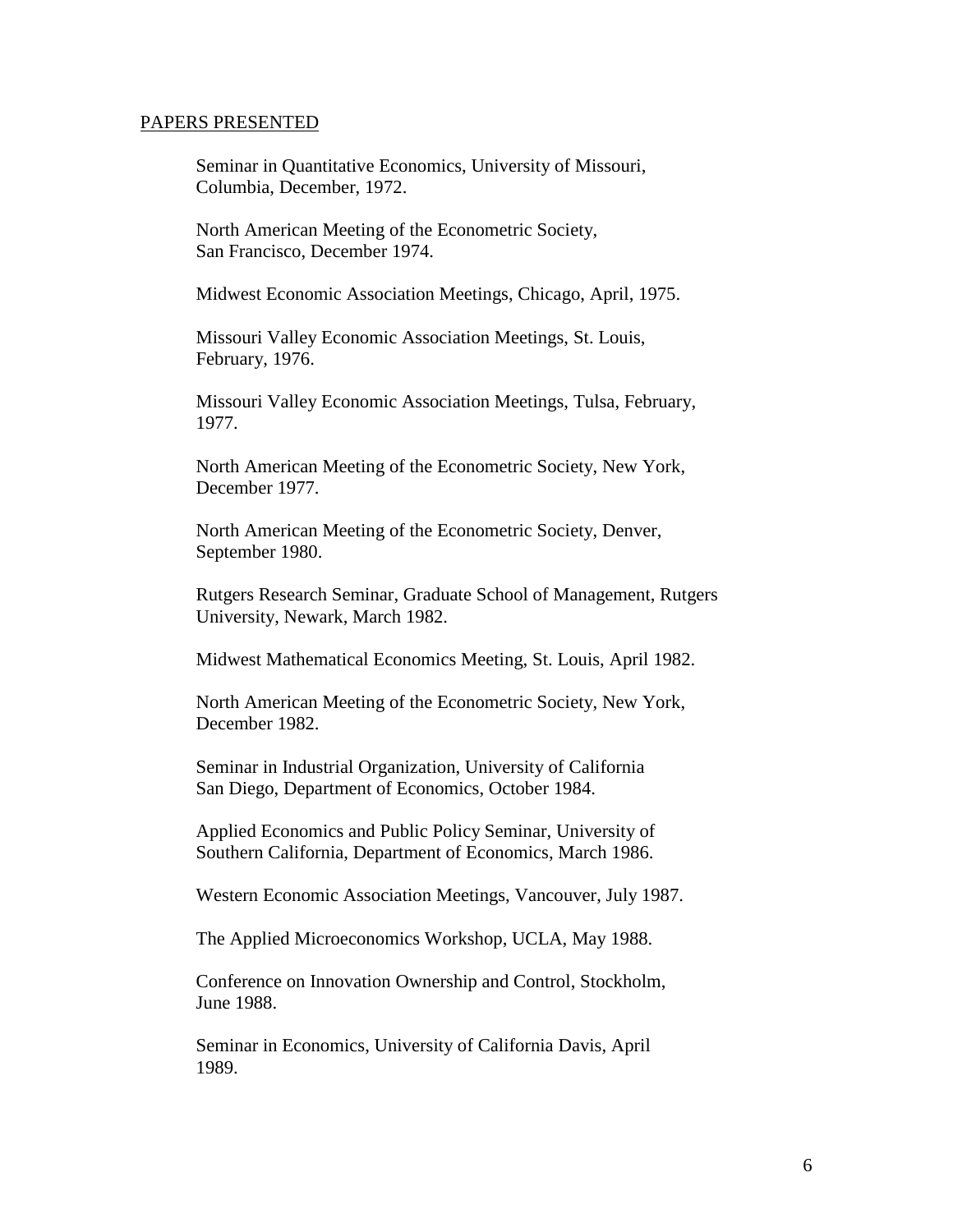PAPERS PRESENTED

Seminar in Quantitative Economics, University of Missouri, Columbia, December, 1972.

North American Meeting of the Econometric Society, San Francisco, December 1974.

Midwest Economic Association Meetings, Chicago, April, 1975.

Missouri Valley Economic Association Meetings, St. Louis, February, 1976.

Missouri Valley Economic Association Meetings, Tulsa, February, 1977.

North American Meeting of the Econometric Society, New York, December 1977.

North American Meeting of the Econometric Society, Denver, September 1980.

Rutgers Research Seminar, Graduate School of Management, Rutgers University, Newark, March 1982.

Midwest Mathematical Economics Meeting, St. Louis, April 1982.

North American Meeting of the Econometric Society, New York, December 1982.

Seminar in Industrial Organization, University of California San Diego, Department of Economics, October 1984.

Applied Economics and Public Policy Seminar, University of Southern California, Department of Economics, March 1986.

Western Economic Association Meetings, Vancouver, July 1987.

The Applied Microeconomics Workshop, UCLA, May 1988.

Conference on Innovation Ownership and Control, Stockholm, June 1988.

Seminar in Economics, University of California Davis, April 1989.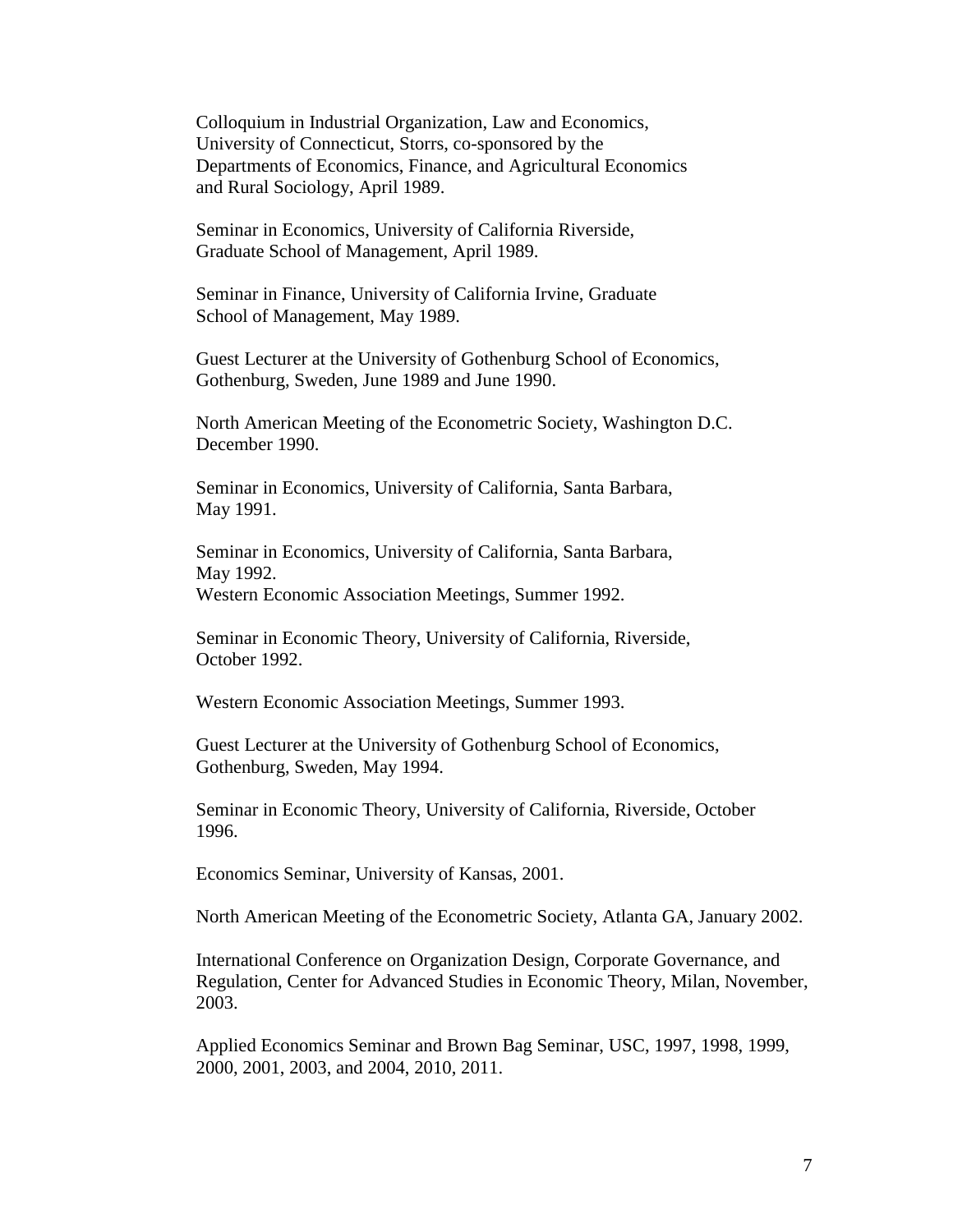Colloquium in Industrial Organization, Law and Economics, University of Connecticut, Storrs, co-sponsored by the Departments of Economics, Finance, and Agricultural Economics and Rural Sociology, April 1989.

Seminar in Economics, University of California Riverside, Graduate School of Management, April 1989.

Seminar in Finance, University of California Irvine, Graduate School of Management, May 1989.

Guest Lecturer at the University of Gothenburg School of Economics, Gothenburg, Sweden, June 1989 and June 1990.

North American Meeting of the Econometric Society, Washington D.C. December 1990.

Seminar in Economics, University of California, Santa Barbara, May 1991.

Seminar in Economics, University of California, Santa Barbara, May 1992.
Western Economic Association Meetings, Summer 1992.

Seminar in Economic Theory, University of California, Riverside, October 1992.

Western Economic Association Meetings, Summer 1993.

Guest Lecturer at the University of Gothenburg School of Economics, Gothenburg, Sweden, May 1994.

Seminar in Economic Theory, University of California, Riverside, October 1996.

Economics Seminar, University of Kansas, 2001.

North American Meeting of the Econometric Society, Atlanta GA, January 2002.

International Conference on Organization Design, Corporate Governance, and Regulation, Center for Advanced Studies in Economic Theory, Milan, November, 2003.

Applied Economics Seminar and Brown Bag Seminar, USC, 1997, 1998, 1999, 2000, 2001, 2003, and 2004, 2010, 2011.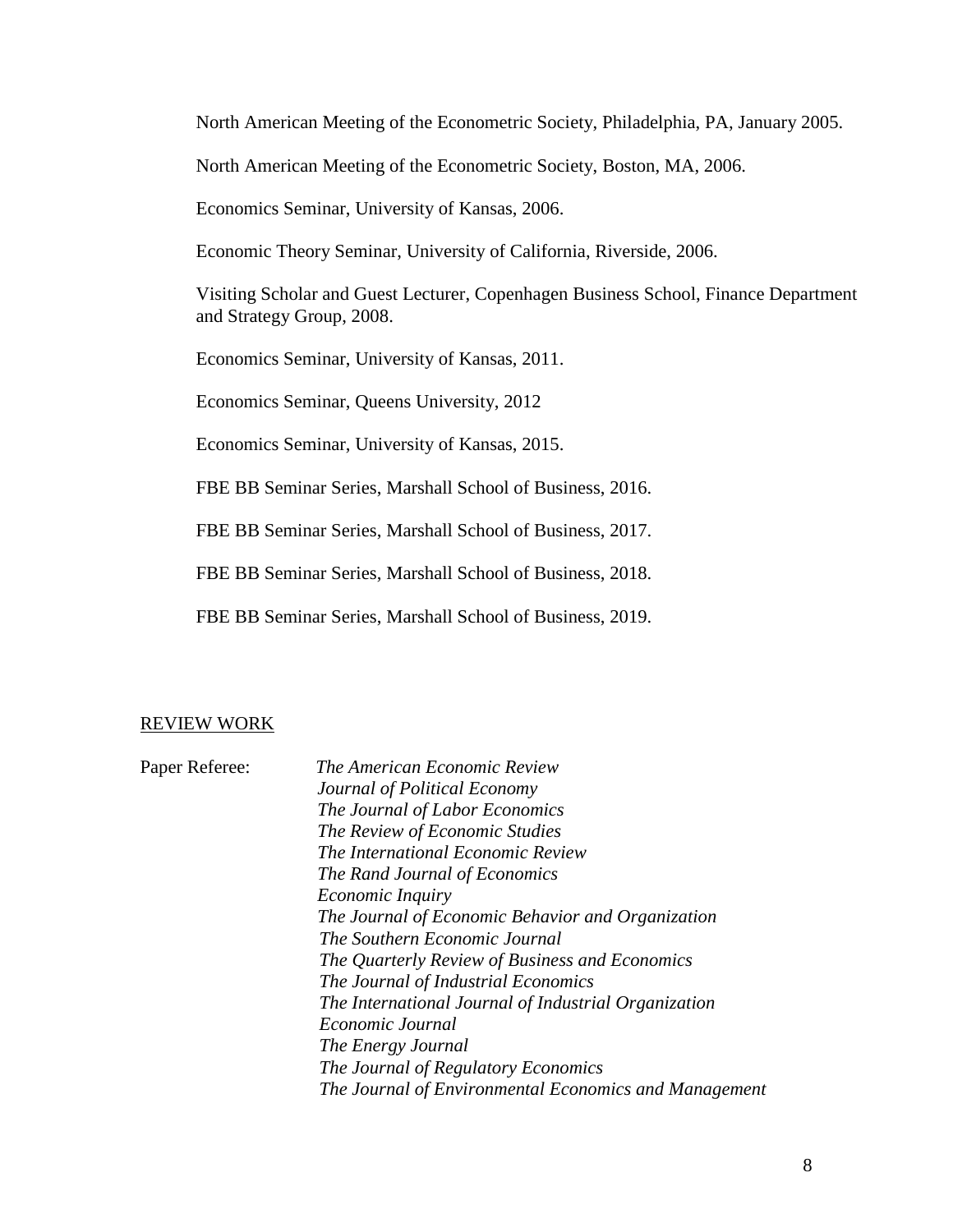North American Meeting of the Econometric Society, Philadelphia, PA, January 2005.

North American Meeting of the Econometric Society, Boston, MA, 2006.

Economics Seminar, University of Kansas, 2006.

Economic Theory Seminar, University of California, Riverside, 2006.

Visiting Scholar and Guest Lecturer, Copenhagen Business School, Finance Department and Strategy Group, 2008.

Economics Seminar, University of Kansas, 2011.

Economics Seminar, Queens University, 2012

Economics Seminar, University of Kansas, 2015.

FBE BB Seminar Series, Marshall School of Business, 2016.

FBE BB Seminar Series, Marshall School of Business, 2017.

FBE BB Seminar Series, Marshall School of Business, 2018.

FBE BB Seminar Series, Marshall School of Business, 2019.

## REVIEW WORK

Paper Referee:

*The American Economic Review*
*Journal of Political Economy*
*The Journal of Labor Economics*
*The Review of Economic Studies*
*The International Economic Review*
*The Rand Journal of Economics*
*Economic Inquiry*
*The Journal of Economic Behavior and Organization*
*The Southern Economic Journal*
*The Quarterly Review of Business and Economics*
*The Journal of Industrial Economics*
*The International Journal of Industrial Organization*
*Economic Journal*
*The Energy Journal*
*The Journal of Regulatory Economics*
*The Journal of Environmental Economics and Management*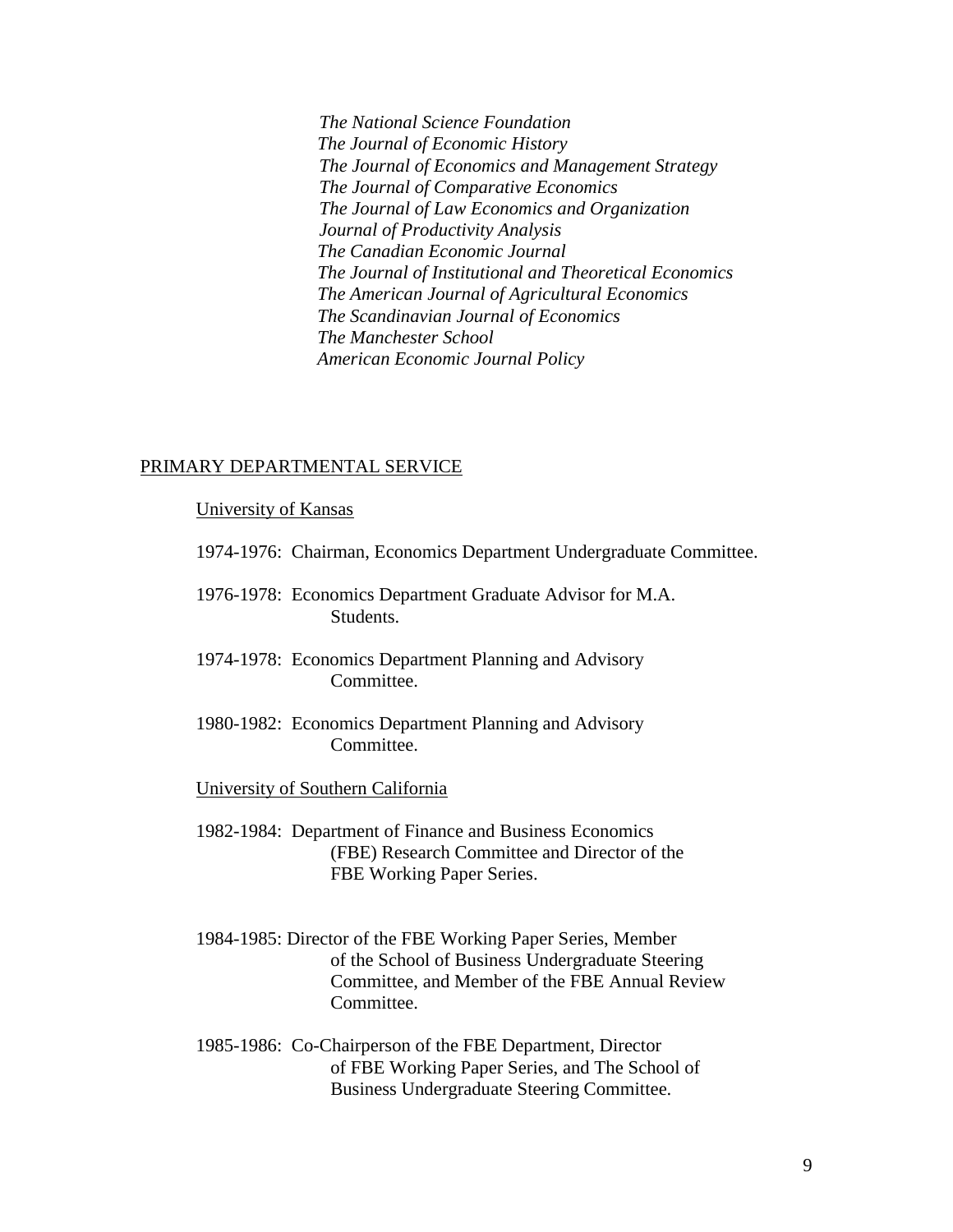*The National Science Foundation*
*The Journal of Economic History*
*The Journal of Economics and Management Strategy*
*The Journal of Comparative Economics*
*The Journal of Law Economics and Organization*
*Journal of Productivity Analysis*
*The Canadian Economic Journal*
*The Journal of Institutional and Theoretical Economics*
*The American Journal of Agricultural Economics*
*The Scandinavian Journal of Economics*
*The Manchester School*
*American Economic Journal Policy*

## PRIMARY DEPARTMENTAL SERVICE

### University of Kansas

1974-1976: Chairman, Economics Department Undergraduate Committee.

1976-1978: Economics Department Graduate Advisor for M.A. Students.

1974-1978: Economics Department Planning and Advisory Committee.

1980-1982: Economics Department Planning and Advisory Committee.

### University of Southern California

1982-1984: Department of Finance and Business Economics (FBE) Research Committee and Director of the FBE Working Paper Series.

1984-1985: Director of the FBE Working Paper Series, Member of the School of Business Undergraduate Steering Committee, and Member of the FBE Annual Review Committee.

1985-1986: Co-Chairperson of the FBE Department, Director of FBE Working Paper Series, and The School of Business Undergraduate Steering Committee.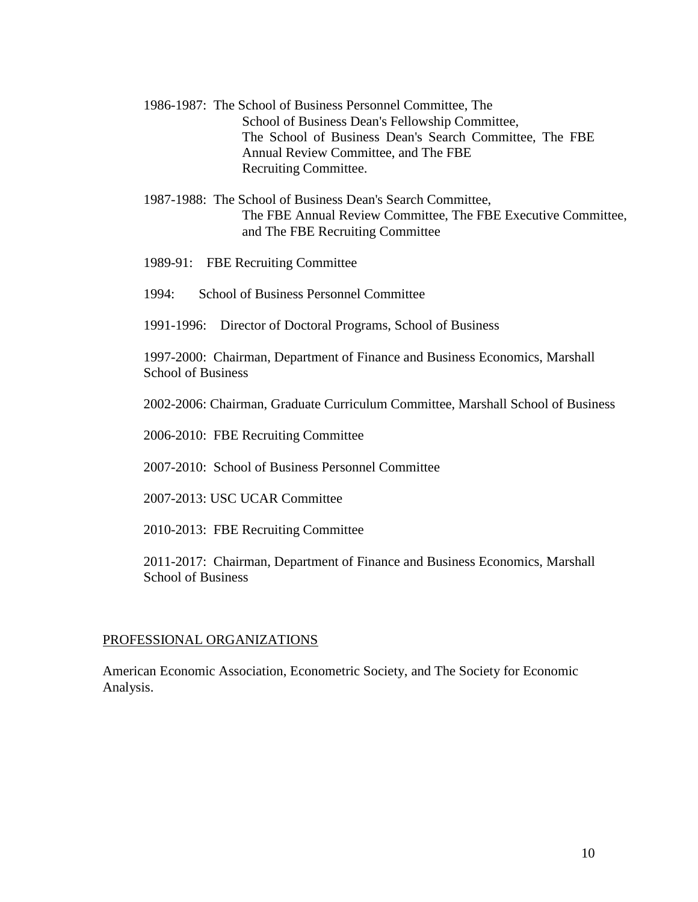1986-1987: The School of Business Personnel Committee, The School of Business Dean's Fellowship Committee, The School of Business Dean's Search Committee, The FBE Annual Review Committee, and The FBE Recruiting Committee.

1987-1988: The School of Business Dean's Search Committee, The FBE Annual Review Committee, The FBE Executive Committee, and The FBE Recruiting Committee

1989-91: FBE Recruiting Committee

1994: School of Business Personnel Committee

1991-1996: Director of Doctoral Programs, School of Business

1997-2000: Chairman, Department of Finance and Business Economics, Marshall School of Business

2002-2006: Chairman, Graduate Curriculum Committee, Marshall School of Business

2006-2010: FBE Recruiting Committee

2007-2010: School of Business Personnel Committee

2007-2013: USC UCAR Committee

2010-2013: FBE Recruiting Committee

2011-2017: Chairman, Department of Finance and Business Economics, Marshall School of Business

## PROFESSIONAL ORGANIZATIONS

American Economic Association, Econometric Society, and The Society for Economic Analysis.